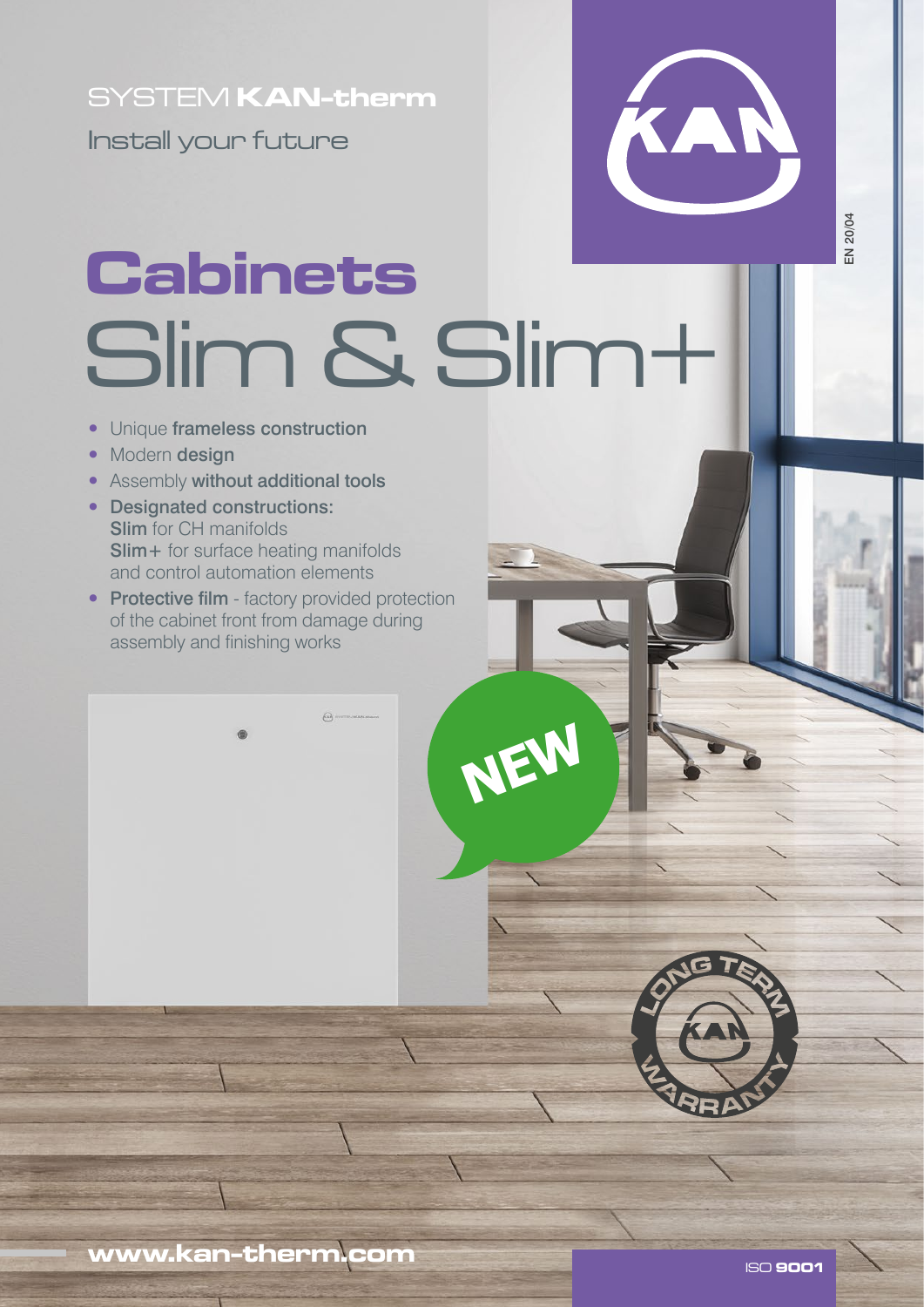SYSTEM **KAN-therm**

Install your future

EN 20/04

# Cabinets
# Slim & Slim+

- Unique **frameless construction**
- Modern **design**
- Assembly **without additional tools**
- **Designated constructions:**
  **Slim** for CH manifolds
  **Slim+** for surface heating manifolds and control automation elements
- **Protective film** - factory provided protection of the cabinet front from damage during assembly and finishing works

NEW

LONG TERM WARRANTY

**www.kan-therm.com**

ISO **9001**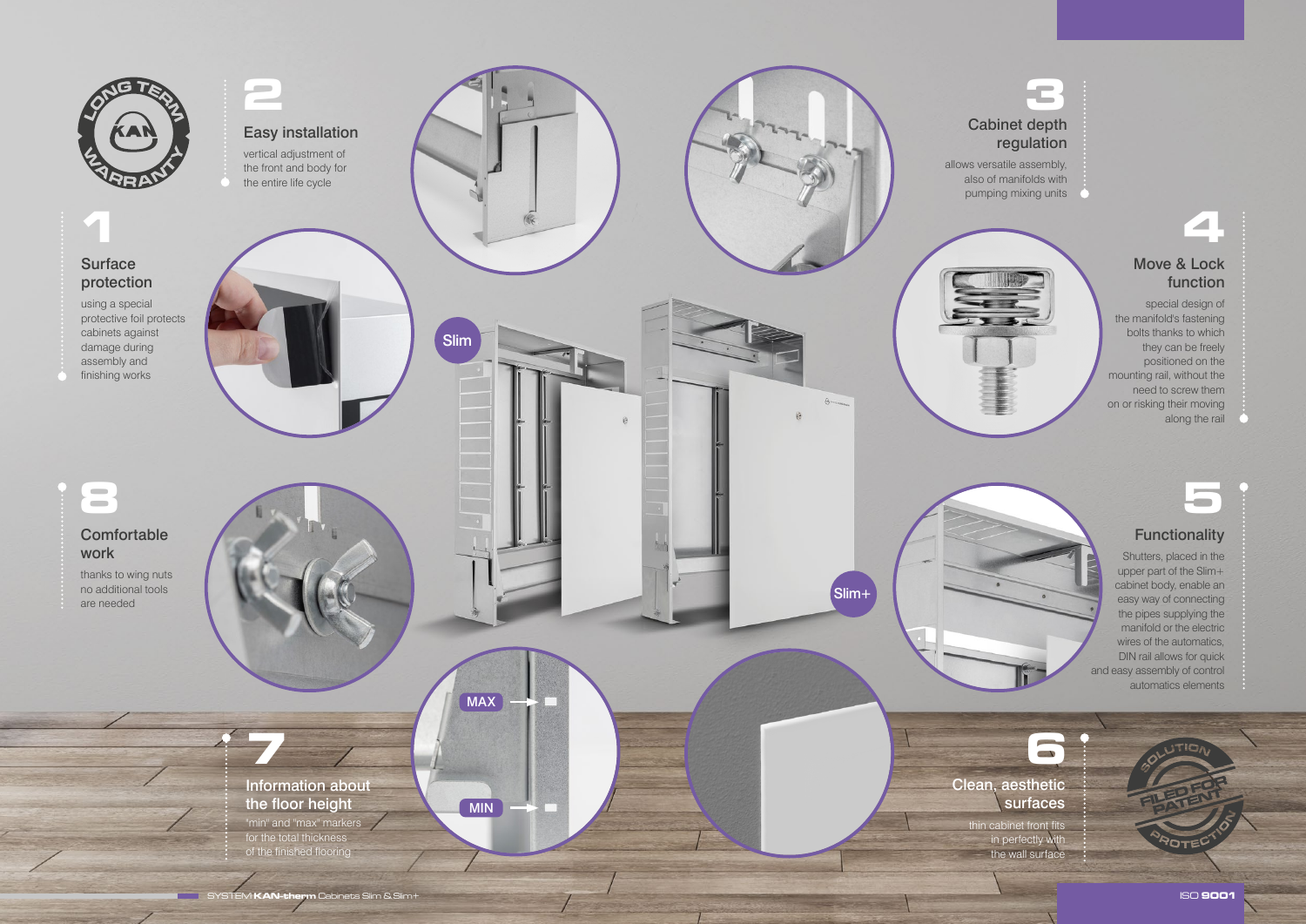## 1 Surface protection

using a special protective foil protects cabinets against damage during assembly and finishing works

## 2 Easy installation

vertical adjustment of the front and body for the entire life cycle

## 3 Cabinet depth regulation

allows versatile assembly, also of manifolds with pumping mixing units

## 4 Move & Lock function

special design of the manifold's fastening bolts thanks to which they can be freely positioned on the mounting rail, without the need to screw them on or risking their moving along the rail

## 5 Functionality

Shutters, placed in the upper part of the Slim+ cabinet body, enable an easy way of connecting the pipes supplying the manifold or the electric wires of the automatics, DIN rail allows for quick and easy assembly of control automatics elements

## 6 Clean, aesthetic surfaces

thin cabinet front fits in perfectly with the wall surface

## 7 Information about the floor height

"min" and "max" markers for the total thickness of the finished flooring

## 8 Comfortable work

thanks to wing nuts no additional tools are needed

Slim

Slim+

MAX

MIN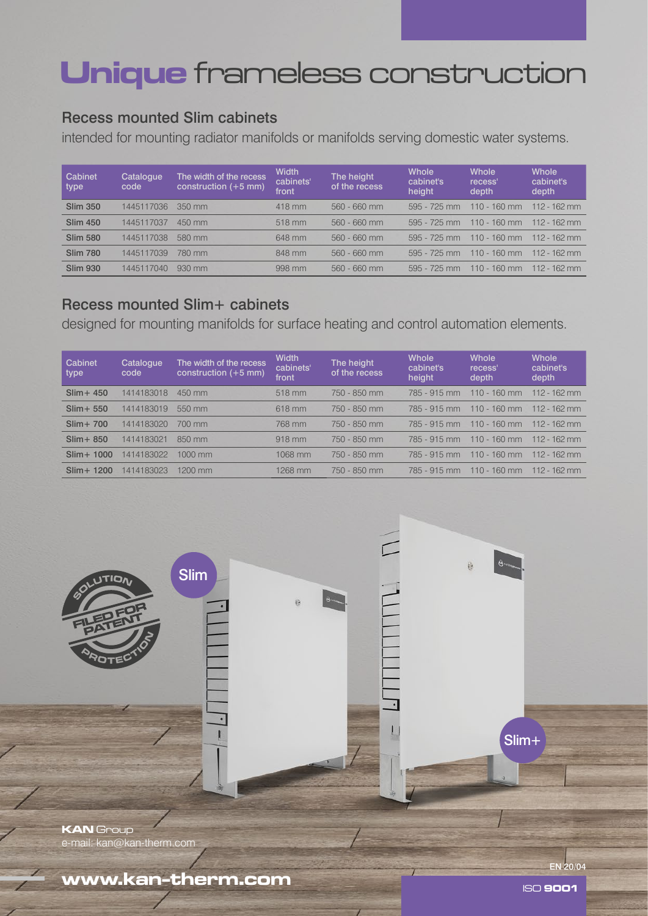# **Unique** frameless construction

## Recess mounted Slim cabinets

intended for mounting radiator manifolds or manifolds serving domestic water systems.

| Cabinet type | Catalogue code | The width of the recess construction (+5 mm) | Width cabinets' front | The height of the recess | Whole cabinet's height | Whole recess' depth | Whole cabinet's depth |
|---|---|---|---|---|---|---|---|
| **Slim 350** | 1445117036 | 350 mm | 418 mm | 560 - 660 mm | 595 - 725 mm | 110 - 160 mm | 112 - 162 mm |
| **Slim 450** | 1445117037 | 450 mm | 518 mm | 560 - 660 mm | 595 - 725 mm | 110 - 160 mm | 112 - 162 mm |
| **Slim 580** | 1445117038 | 580 mm | 648 mm | 560 - 660 mm | 595 - 725 mm | 110 - 160 mm | 112 - 162 mm |
| **Slim 780** | 1445117039 | 780 mm | 848 mm | 560 - 660 mm | 595 - 725 mm | 110 - 160 mm | 112 - 162 mm |
| **Slim 930** | 1445117040 | 930 mm | 998 mm | 560 - 660 mm | 595 - 725 mm | 110 - 160 mm | 112 - 162 mm |

## Recess mounted Slim+ cabinets

designed for mounting manifolds for surface heating and control automation elements.

| Cabinet type | Catalogue code | The width of the recess construction (+5 mm) | Width cabinets' front | The height of the recess | Whole cabinet's height | Whole recess' depth | Whole cabinet's depth |
|---|---|---|---|---|---|---|---|
| **Slim+ 450** | 1414183018 | 450 mm | 518 mm | 750 - 850 mm | 785 - 915 mm | 110 - 160 mm | 112 - 162 mm |
| **Slim+ 550** | 1414183019 | 550 mm | 618 mm | 750 - 850 mm | 785 - 915 mm | 110 - 160 mm | 112 - 162 mm |
| **Slim+ 700** | 1414183020 | 700 mm | 768 mm | 750 - 850 mm | 785 - 915 mm | 110 - 160 mm | 112 - 162 mm |
| **Slim+ 850** | 1414183021 | 850 mm | 918 mm | 750 - 850 mm | 785 - 915 mm | 110 - 160 mm | 112 - 162 mm |
| **Slim+ 1000** | 1414183022 | 1000 mm | 1068 mm | 750 - 850 mm | 785 - 915 mm | 110 - 160 mm | 112 - 162 mm |
| **Slim+ 1200** | 1414183023 | 1200 mm | 1268 mm | 750 - 850 mm | 785 - 915 mm | 110 - 160 mm | 112 - 162 mm |

SOLUTION FILED FOR PATENT PROTECTION

Slim

Slim+

**KAN** Group
e-mail: kan@kan-therm.com

**www.kan-therm.com**

EN 20/04

ISO **9001**